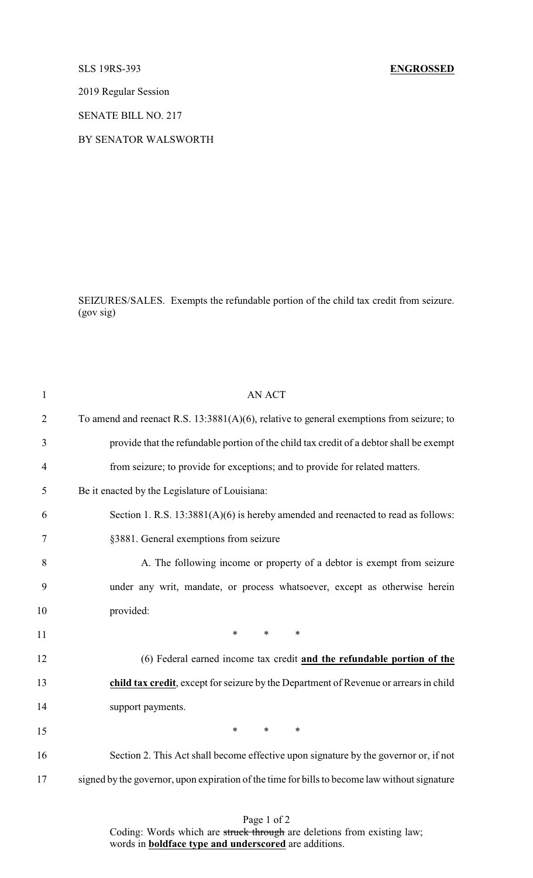SLS 19RS-393 **ENGROSSED**

2019 Regular Session

SENATE BILL NO. 217

BY SENATOR WALSWORTH

SEIZURES/SALES. Exempts the refundable portion of the child tax credit from seizure. (gov sig)

AN ACT

To amend and reenact R.S. 13:3881(A)(6), relative to general exemptions from seizure; to provide that the refundable portion of the child tax credit of a debtor shall be exempt from seizure; to provide for exceptions; and to provide for related matters.

Be it enacted by the Legislature of Louisiana:

Section 1. R.S. 13:3881(A)(6) is hereby amended and reenacted to read as follows:

§3881. General exemptions from seizure

A. The following income or property of a debtor is exempt from seizure under any writ, mandate, or process whatsoever, except as otherwise herein provided:

\* \* \*

(6) Federal earned income tax credit **<u>and the refundable portion of the child tax credit</u>**, except for seizure by the Department of Revenue or arrears in child support payments.

\* \* \*

Section 2. This Act shall become effective upon signature by the governor or, if not signed by the governor, upon expiration of the time for bills to become law without signature

Coding: Words which are ~~struck through~~ are deletions from existing law; words in **<u>boldface type and underscored</u>** are additions.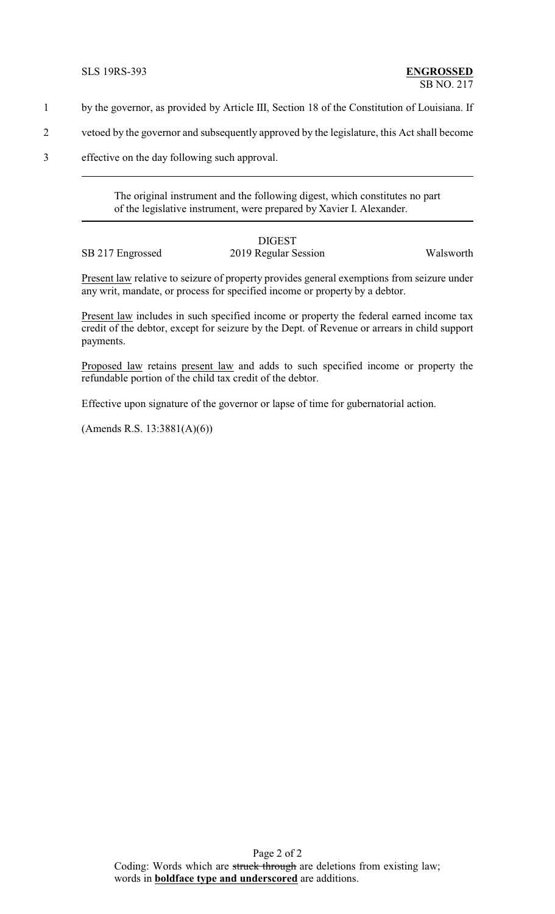1 by the governor, as provided by Article III, Section 18 of the Constitution of Louisiana. If

2 vetoed by the governor and subsequently approved by the legislature, this Act shall become

3 effective on the day following such approval.

---

The original instrument and the following digest, which constitutes no part of the legislative instrument, were prepared by Xavier I. Alexander.

---

DIGEST

SB 217 Engrossed 2019 Regular Session Walsworth

Present law relative to seizure of property provides general exemptions from seizure under any writ, mandate, or process for specified income or property by a debtor.

Present law includes in such specified income or property the federal earned income tax credit of the debtor, except for seizure by the Dept. of Revenue or arrears in child support payments.

Proposed law retains present law and adds to such specified income or property the refundable portion of the child tax credit of the debtor.

Effective upon signature of the governor or lapse of time for gubernatorial action.

(Amends R.S. 13:3881(A)(6))

Coding: Words which are ~~struck through~~ are deletions from existing law; words in **boldface type and underscored** are additions.